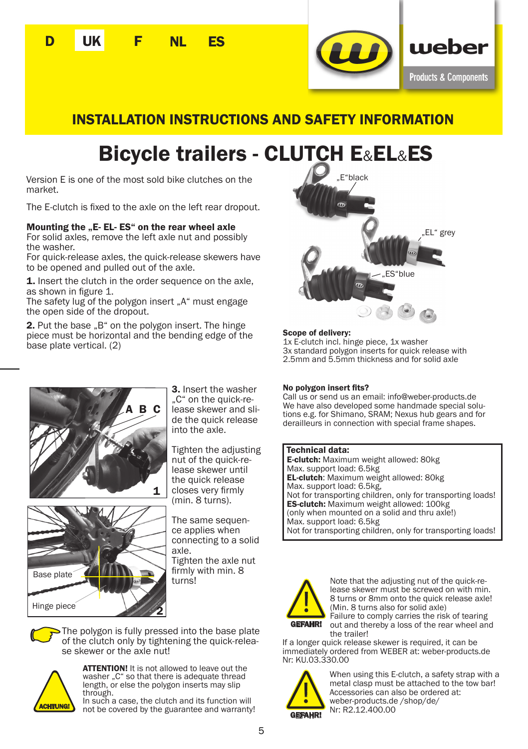D **UK** F NL ES

weber
Products & Components

## INSTALLATION INSTRUCTIONS AND SAFETY INFORMATION

# Bicycle trailers - CLUTCH E&EL&ES

Version E is one of the most sold bike clutches on the market.

The E-clutch is fixed to the axle on the left rear dropout.

**Mounting the „E- EL- ES“ on the rear wheel axle**
For solid axles, remove the left axle nut and possibly the washer.
For quick-release axles, the quick-release skewers have to be opened and pulled out of the axle.

**1.** Insert the clutch in the order sequence on the axle, as shown in figure 1.
The safety lug of the polygon insert „A“ must engage the open side of the dropout.

**2.** Put the base „B“ on the polygon insert. The hinge piece must be horizontal and the bending edge of the base plate vertical. (2)

„E“black

„EL“ grey

„ES“blue

**Scope of delivery:**
1x E-clutch incl. hinge piece, 1x washer
3x standard polygon inserts for quick release with 2.5mm and 5.5mm thickness and for solid axle

A B C

1

Base plate

Hinge piece

2

**3.** Insert the washer „C“ on the quick-release skewer and slide the quick release into the axle.

Tighten the adjusting nut of the quick-release skewer until the quick release closes very firmly (min. 8 turns).

The same sequence applies when connecting to a solid axle.
Tighten the axle nut firmly with min. 8 turns!

The polygon is fully pressed into the base plate of the clutch only by tightening the quick-release skewer or the axle nut!

ACHTUNG!

**ATTENTION!** It is not allowed to leave out the washer „C“ so that there is adequate thread length, or else the polygon inserts may slip through.
In such a case, the clutch and its function will not be covered by the guarantee and warranty!

**No polygon insert fits?**
Call us or send us an email: info@weber-products.de
We have also developed some handmade special solutions e.g. for Shimano, SRAM; Nexus hub gears and for derailleurs in connection with special frame shapes.

**Technical data:**
**E-clutch:** Maximum weight allowed: 80kg
Max. support load: 6.5kg
**EL-clutch**: Maximum weight allowed: 80kg
Max. support load: 6.5kg,
Not for transporting children, only for transporting loads!
**ES-clutch:** Maximum weight allowed: 100kg
(only when mounted on a solid and thru axle!)
Max. support load: 6.5kg
Not for transporting children, only for transporting loads!

GEFAHR!

Note that the adjusting nut of the quick-release skewer must be screwed on with min. 8 turns or 8mm onto the quick release axle! (Min. 8 turns also for solid axle)
Failure to comply carries the risk of tearing out and thereby a loss of the rear wheel and the trailer!

If a longer quick release skewer is required, it can be immediately ordered from WEBER at: weber-products.de
Nr: KU.03.330.00

GEFAHR!

When using this E-clutch, a safety strap with a metal clasp must be attached to the tow bar!
Accessories can also be ordered at:
weber-products.de /shop/de/
Nr: R2.12.400.00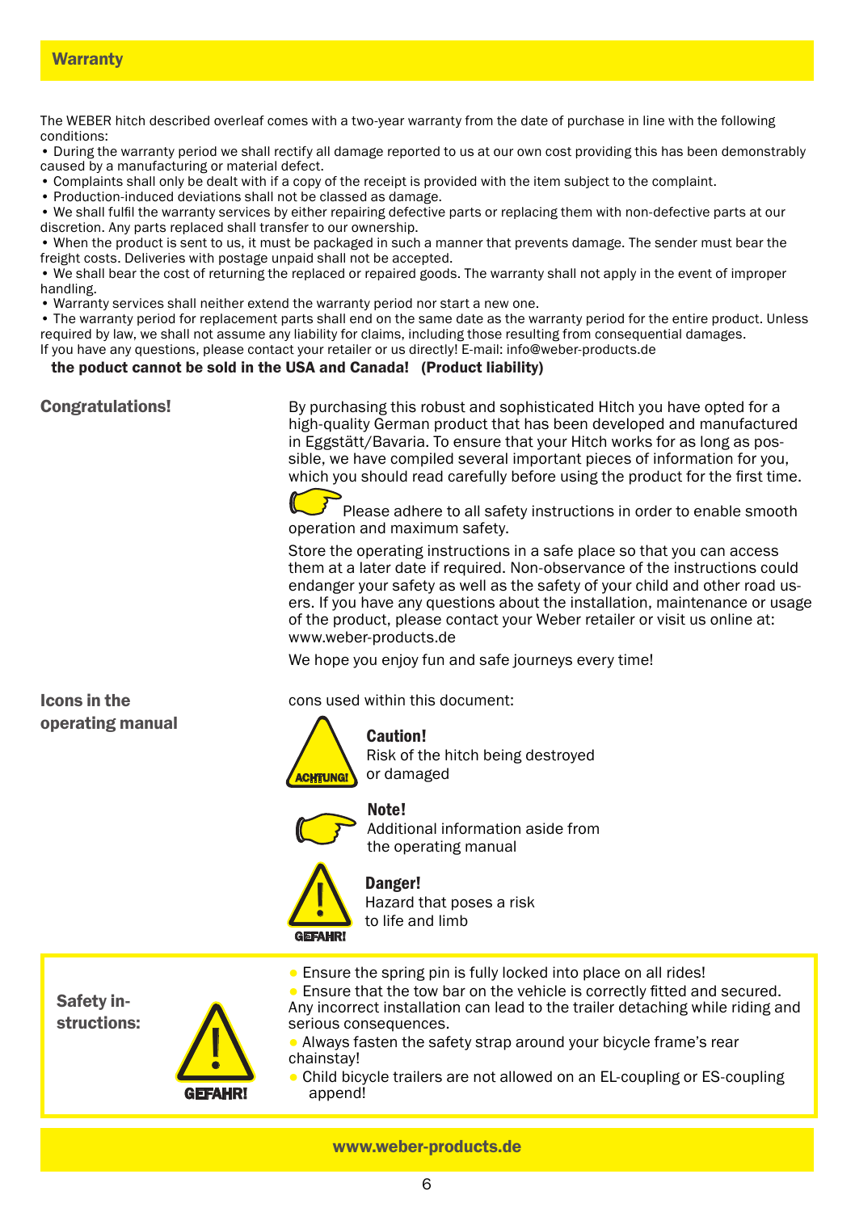## Warranty

The WEBER hitch described overleaf comes with a two-year warranty from the date of purchase in line with the following conditions:

- During the warranty period we shall rectify all damage reported to us at our own cost providing this has been demonstrably caused by a manufacturing or material defect.
- Complaints shall only be dealt with if a copy of the receipt is provided with the item subject to the complaint.
- Production-induced deviations shall not be classed as damage.
- We shall fulfil the warranty services by either repairing defective parts or replacing them with non-defective parts at our discretion. Any parts replaced shall transfer to our ownership.
- When the product is sent to us, it must be packaged in such a manner that prevents damage. The sender must bear the freight costs. Deliveries with postage unpaid shall not be accepted.
- We shall bear the cost of returning the replaced or repaired goods. The warranty shall not apply in the event of improper handling.
- Warranty services shall neither extend the warranty period nor start a new one.
- The warranty period for replacement parts shall end on the same date as the warranty period for the entire product. Unless required by law, we shall not assume any liability for claims, including those resulting from consequential damages.

If you have any questions, please contact your retailer or us directly! E-mail: info@weber-products.de

**the poduct cannot be sold in the USA and Canada! (Product liability)**

## Congratulations!

By purchasing this robust and sophisticated Hitch you have opted for a high-quality German product that has been developed and manufactured in Eggstätt/Bavaria. To ensure that your Hitch works for as long as possible, we have compiled several important pieces of information for you, which you should read carefully before using the product for the first time.

Please adhere to all safety instructions in order to enable smooth operation and maximum safety.

Store the operating instructions in a safe place so that you can access them at a later date if required. Non-observance of the instructions could endanger your safety as well as the safety of your child and other road users. If you have any questions about the installation, maintenance or usage of the product, please contact your Weber retailer or visit us online at: www.weber-products.de

We hope you enjoy fun and safe journeys every time!

## Icons in the operating manual

cons used within this document:

ACHTUNG! **Caution!** Risk of the hitch being destroyed or damaged

**Note!** Additional information aside from the operating manual

GEFAHR! **Danger!** Hazard that poses a risk to life and limb

## Safety instructions:

GEFAHR!

- Ensure the spring pin is fully locked into place on all rides!
- Ensure that the tow bar on the vehicle is correctly fitted and secured. Any incorrect installation can lead to the trailer detaching while riding and serious consequences.
- Always fasten the safety strap around your bicycle frame's rear chainstay!
- Child bicycle trailers are not allowed on an EL-coupling or ES-coupling append!

**www.weber-products.de**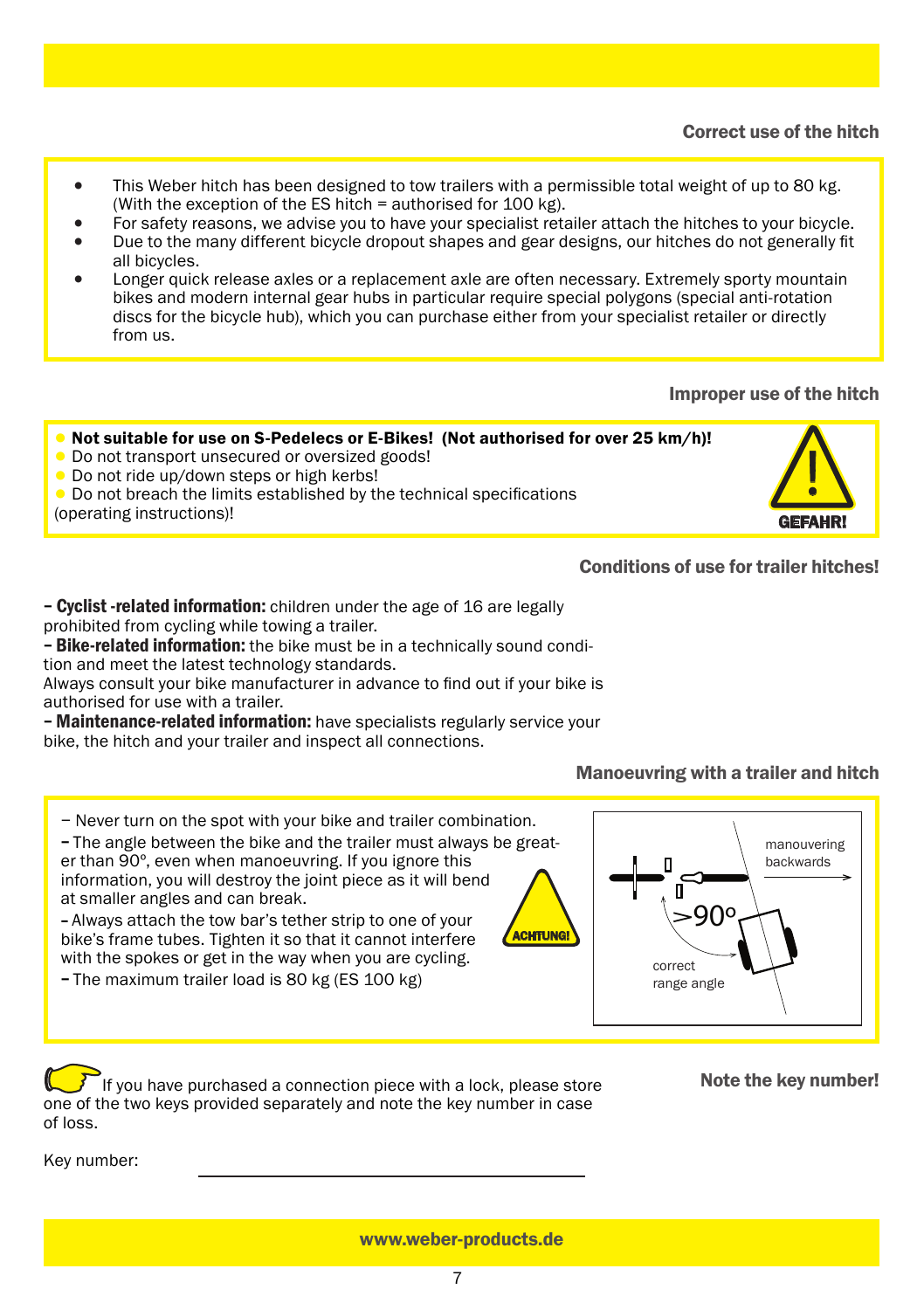## Correct use of the hitch

- This Weber hitch has been designed to tow trailers with a permissible total weight of up to 80 kg. (With the exception of the ES hitch = authorised for 100 kg).
- For safety reasons, we advise you to have your specialist retailer attach the hitches to your bicycle.
- Due to the many different bicycle dropout shapes and gear designs, our hitches do not generally fit all bicycles.
- Longer quick release axles or a replacement axle are often necessary. Extremely sporty mountain bikes and modern internal gear hubs in particular require special polygons (special anti-rotation discs for the bicycle hub), which you can purchase either from your specialist retailer or directly from us.

## Improper use of the hitch

- **Not suitable for use on S-Pedelecs or E-Bikes! (Not authorised for over 25 km/h)!**
- Do not transport unsecured or oversized goods!
- Do not ride up/down steps or high kerbs!
- Do not breach the limits established by the technical specifications (operating instructions)!

GEFAHR!

## Conditions of use for trailer hitches!

– **Cyclist -related information:** children under the age of 16 are legally prohibited from cycling while towing a trailer.
– **Bike-related information:** the bike must be in a technically sound condition and meet the latest technology standards.
Always consult your bike manufacturer in advance to find out if your bike is authorised for use with a trailer.
– **Maintenance-related information:** have specialists regularly service your bike, the hitch and your trailer and inspect all connections.

## Manoeuvring with a trailer and hitch

- Never turn on the spot with your bike and trailer combination.
- The angle between the bike and the trailer must always be greater than 90°, even when manoeuvring. If you ignore this information, you will destroy the joint piece as it will bend at smaller angles and can break.
- Always attach the tow bar's tether strip to one of your bike's frame tubes. Tighten it so that it cannot interfere with the spokes or get in the way when you are cycling.
- The maximum trailer load is 80 kg (ES 100 kg)

ACHTUNG!

manouvering backwards

>90°

correct range angle

## Note the key number!

If you have purchased a connection piece with a lock, please store one of the two keys provided separately and note the key number in case of loss.

Key number: ______________________________

www.weber-products.de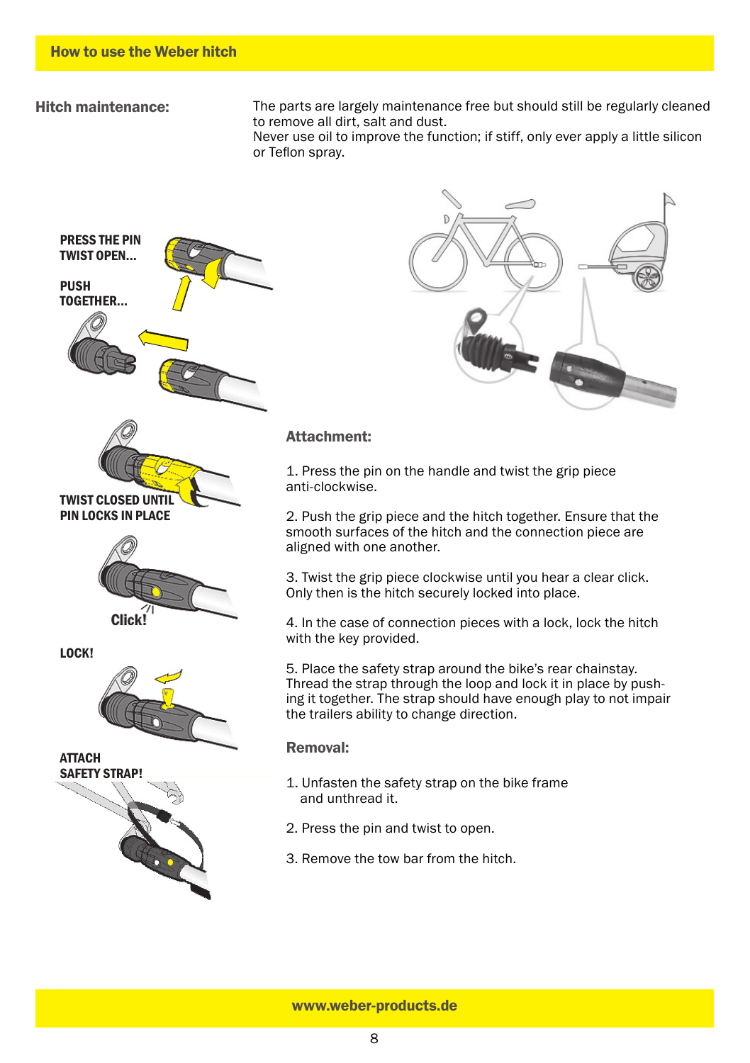## How to use the Weber hitch

**Hitch maintenance:**

The parts are largely maintenance free but should still be regularly cleaned to remove all dirt, salt and dust.
Never use oil to improve the function; if stiff, only ever apply a little silicon or Teflon spray.

PRESS THE PIN
TWIST OPEN...

PUSH
TOGETHER...

TWIST CLOSED UNTIL
PIN LOCKS IN PLACE

Click!

LOCK!

ATTACH
SAFETY STRAP!

### Attachment:

1. Press the pin on the handle and twist the grip piece anti-clockwise.

2. Push the grip piece and the hitch together. Ensure that the smooth surfaces of the hitch and the connection piece are aligned with one another.

3. Twist the grip piece clockwise until you hear a clear click. Only then is the hitch securely locked into place.

4. In the case of connection pieces with a lock, lock the hitch with the key provided.

5. Place the safety strap around the bike's rear chainstay. Thread the strap through the loop and lock it in place by pushing it together. The strap should have enough play to not impair the trailers ability to change direction.

### Removal:

1. Unfasten the safety strap on the bike frame and unthread it.

2. Press the pin and twist to open.

3. Remove the tow bar from the hitch.

www.weber-products.de